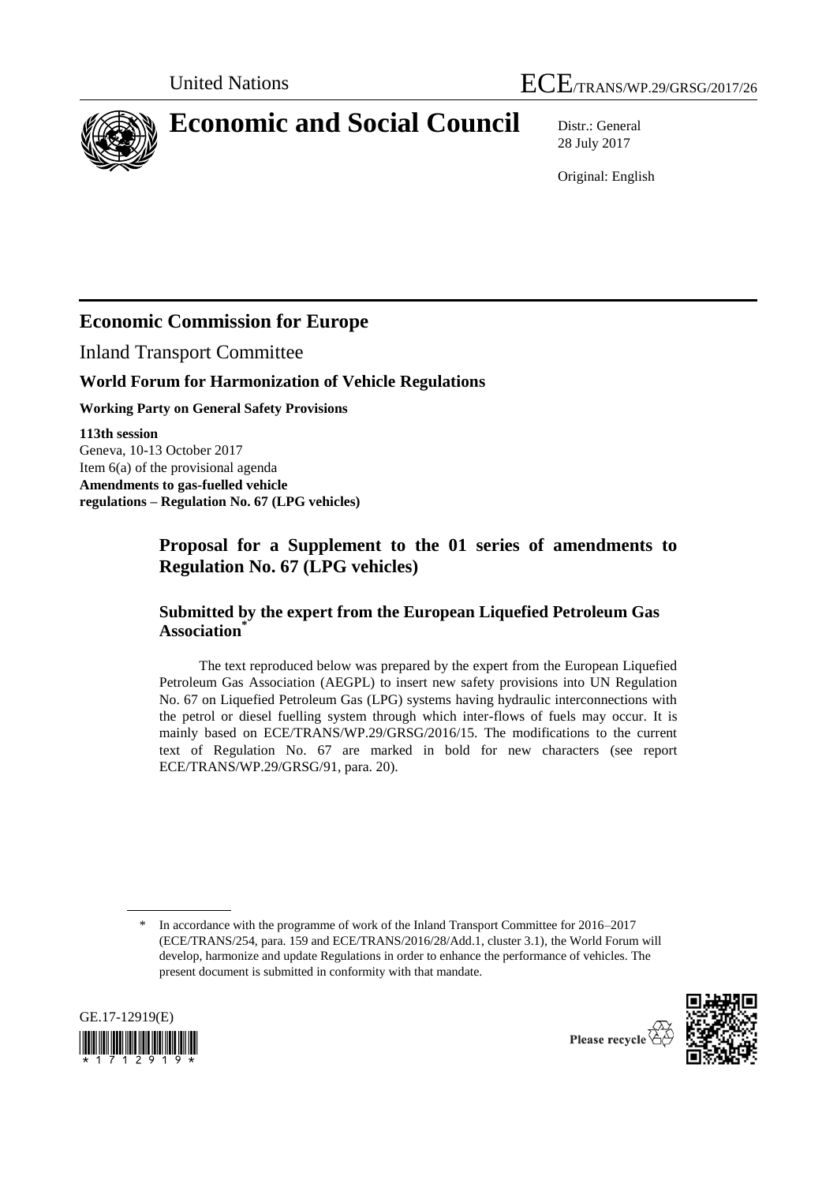United Nations

# ECE/TRANS/WP.29/GRSG/2017/26

# Economic and Social Council

Distr.: General
28 July 2017

Original: English

## Economic Commission for Europe

Inland Transport Committee

### World Forum for Harmonization of Vehicle Regulations

**Working Party on General Safety Provisions**

**113th session**
Geneva, 10-13 October 2017
Item 6(a) of the provisional agenda
**Amendments to gas-fuelled vehicle regulations – Regulation No. 67 (LPG vehicles)**

## Proposal for a Supplement to the 01 series of amendments to Regulation No. 67 (LPG vehicles)

### Submitted by the expert from the European Liquefied Petroleum Gas Association*

The text reproduced below was prepared by the expert from the European Liquefied Petroleum Gas Association (AEGPL) to insert new safety provisions into UN Regulation No. 67 on Liquefied Petroleum Gas (LPG) systems having hydraulic interconnections with the petrol or diesel fuelling system through which inter-flows of fuels may occur. It is mainly based on ECE/TRANS/WP.29/GRSG/2016/15. The modifications to the current text of Regulation No. 67 are marked in bold for new characters (see report ECE/TRANS/WP.29/GRSG/91, para. 20).

\* In accordance with the programme of work of the Inland Transport Committee for 2016–2017 (ECE/TRANS/254, para. 159 and ECE/TRANS/2016/28/Add.1, cluster 3.1), the World Forum will develop, harmonize and update Regulations in order to enhance the performance of vehicles. The present document is submitted in conformity with that mandate.

GE.17-12919(E)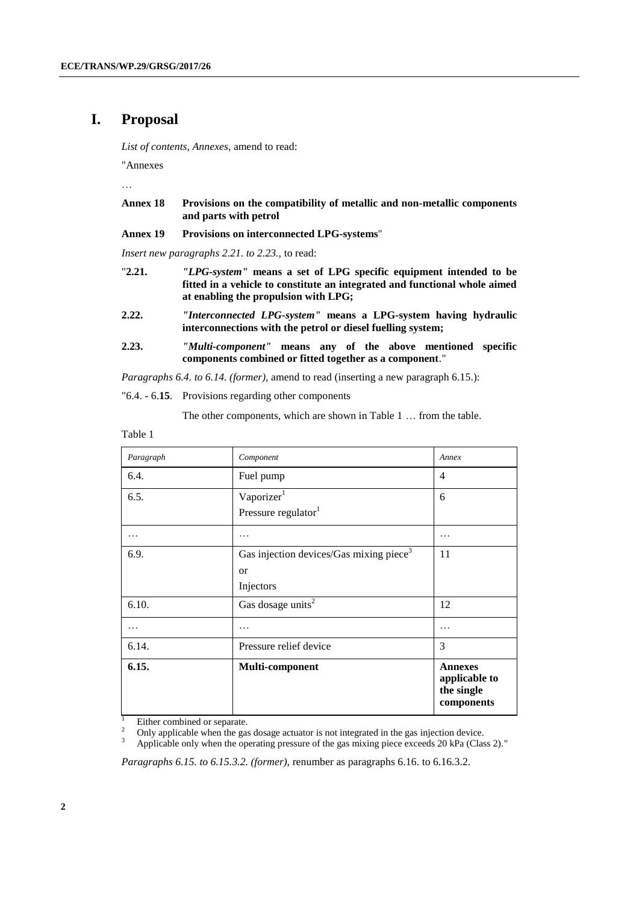# I. Proposal

*List of contents, Annexes*, amend to read:

"Annexes

…

**Annex 18 Provisions on the compatibility of metallic and non-metallic components and parts with petrol**

**Annex 19 Provisions on interconnected LPG-systems**"

*Insert new paragraphs 2.21. to 2.23.,* to read:

"**2.21.** ***"LPG-system"* means a set of LPG specific equipment intended to be fitted in a vehicle to constitute an integrated and functional whole aimed at enabling the propulsion with LPG;**

**2.22.** ***"Interconnected LPG-system"* means a LPG-system having hydraulic interconnections with the petrol or diesel fuelling system;**

**2.23.** ***"Multi-component"* means any of the above mentioned specific components combined or fitted together as a component**."

*Paragraphs 6.4. to 6.14. (former),* amend to read (inserting a new paragraph 6.15.):

"6.4. - 6.**15**. Provisions regarding other components

The other components, which are shown in Table 1 … from the table.

Table 1

| *Paragraph* | *Component* | *Annex* |
|---|---|---|
| 6.4. | Fuel pump | 4 |
| 6.5. | Vaporizer[1]<br>Pressure regulator[1] | 6 |
| … | … | … |
| 6.9. | Gas injection devices/Gas mixing piece[3]<br>or<br>Injectors | 11 |
| 6.10. | Gas dosage units[2] | 12 |
| … | … | … |
| 6.14. | Pressure relief device | 3 |
| **6.15.** | **Multi-component** | **Annexes applicable to the single components** |

[1] Either combined or separate.

[2] Only applicable when the gas dosage actuator is not integrated in the gas injection device.

[3] Applicable only when the operating pressure of the gas mixing piece exceeds 20 kPa (Class 2)."

*Paragraphs 6.15. to 6.15.3.2. (former),* renumber as paragraphs 6.16. to 6.16.3.2.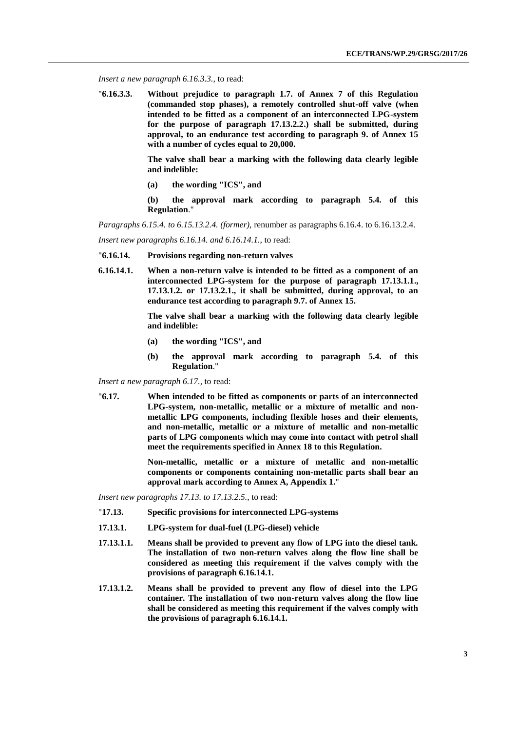*Insert a new paragraph 6.16.3.3.,* to read:

"**6.16.3.3. Without prejudice to paragraph 1.7. of Annex 7 of this Regulation (commanded stop phases), a remotely controlled shut-off valve (when intended to be fitted as a component of an interconnected LPG-system for the purpose of paragraph 17.13.2.2.) shall be submitted, during approval, to an endurance test according to paragraph 9. of Annex 15 with a number of cycles equal to 20,000.**

**The valve shall bear a marking with the following data clearly legible and indelible:**

**(a) the wording "ICS", and**

**(b) the approval mark according to paragraph 5.4. of this Regulation**."

*Paragraphs 6.15.4. to 6.15.13.2.4. (former),* renumber as paragraphs 6.16.4. to 6.16.13.2.4.

*Insert new paragraphs 6.16.14. and 6.16.14.1.,* to read:

"**6.16.14. Provisions regarding non-return valves**

**6.16.14.1. When a non-return valve is intended to be fitted as a component of an interconnected LPG-system for the purpose of paragraph 17.13.1.1., 17.13.1.2. or 17.13.2.1., it shall be submitted, during approval, to an endurance test according to paragraph 9.7. of Annex 15.**

**The valve shall bear a marking with the following data clearly legible and indelible:**

**(a) the wording "ICS", and**

**(b) the approval mark according to paragraph 5.4. of this Regulation**."

*Insert a new paragraph 6.17.,* to read:

"**6.17. When intended to be fitted as components or parts of an interconnected LPG-system, non-metallic, metallic or a mixture of metallic and non-metallic LPG components, including flexible hoses and their elements, and non-metallic, metallic or a mixture of metallic and non-metallic parts of LPG components which may come into contact with petrol shall meet the requirements specified in Annex 18 to this Regulation.**

**Non-metallic, metallic or a mixture of metallic and non-metallic components or components containing non-metallic parts shall bear an approval mark according to Annex A, Appendix 1.**"

*Insert new paragraphs 17.13. to 17.13.2.5.,* to read:

"**17.13. Specific provisions for interconnected LPG-systems**

**17.13.1. LPG-system for dual-fuel (LPG-diesel) vehicle**

**17.13.1.1. Means shall be provided to prevent any flow of LPG into the diesel tank. The installation of two non-return valves along the flow line shall be considered as meeting this requirement if the valves comply with the provisions of paragraph 6.16.14.1.**

**17.13.1.2. Means shall be provided to prevent any flow of diesel into the LPG container. The installation of two non-return valves along the flow line shall be considered as meeting this requirement if the valves comply with the provisions of paragraph 6.16.14.1.**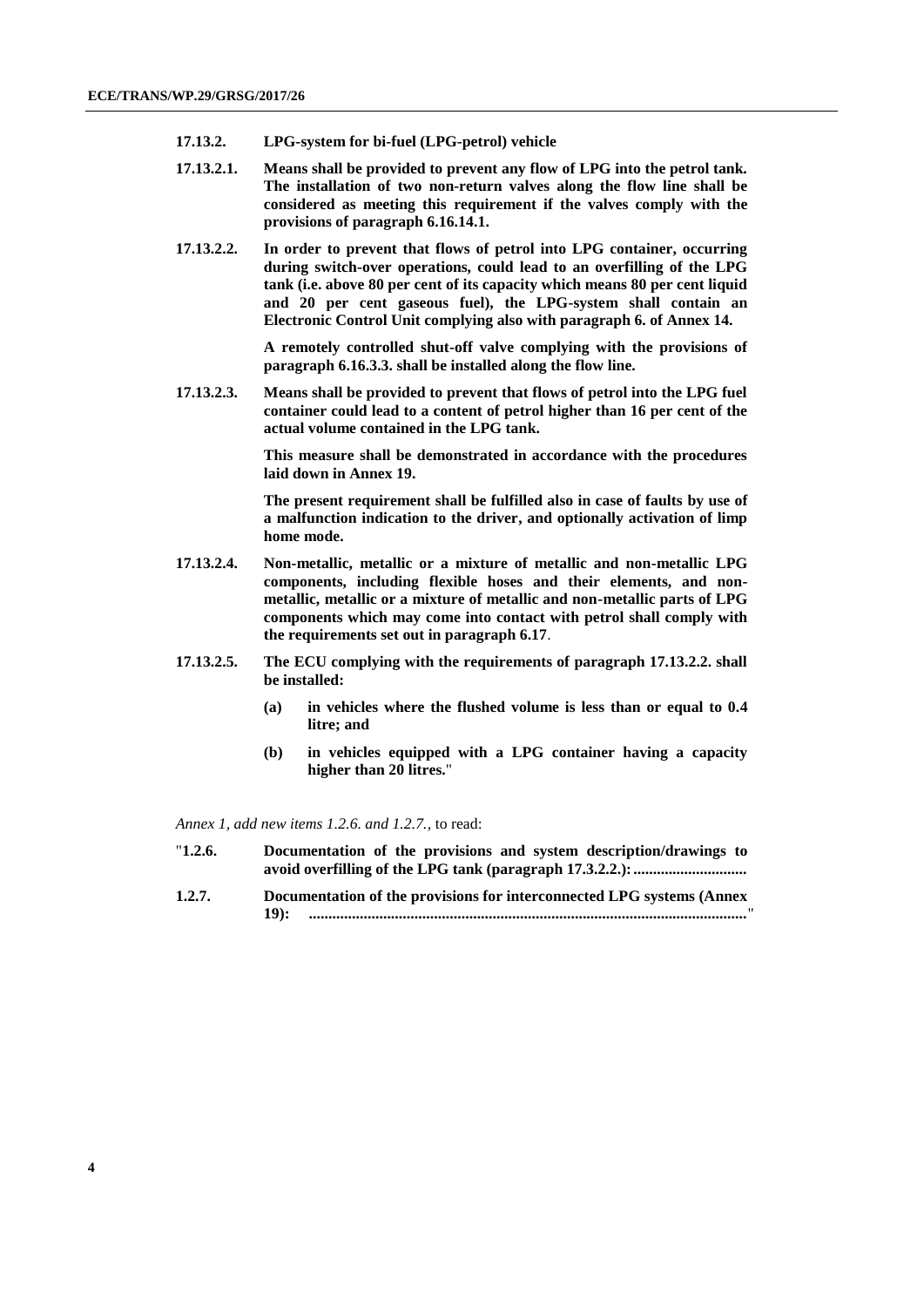**17.13.2. LPG-system for bi-fuel (LPG-petrol) vehicle**

**17.13.2.1. Means shall be provided to prevent any flow of LPG into the petrol tank. The installation of two non-return valves along the flow line shall be considered as meeting this requirement if the valves comply with the provisions of paragraph 6.16.14.1.**

**17.13.2.2. In order to prevent that flows of petrol into LPG container, occurring during switch-over operations, could lead to an overfilling of the LPG tank (i.e. above 80 per cent of its capacity which means 80 per cent liquid and 20 per cent gaseous fuel), the LPG-system shall contain an Electronic Control Unit complying also with paragraph 6. of Annex 14.**

**A remotely controlled shut-off valve complying with the provisions of paragraph 6.16.3.3. shall be installed along the flow line.**

**17.13.2.3. Means shall be provided to prevent that flows of petrol into the LPG fuel container could lead to a content of petrol higher than 16 per cent of the actual volume contained in the LPG tank.**

**This measure shall be demonstrated in accordance with the procedures laid down in Annex 19.**

**The present requirement shall be fulfilled also in case of faults by use of a malfunction indication to the driver, and optionally activation of limp home mode.**

**17.13.2.4. Non-metallic, metallic or a mixture of metallic and non-metallic LPG components, including flexible hoses and their elements, and non-metallic, metallic or a mixture of metallic and non-metallic parts of LPG components which may come into contact with petrol shall comply with the requirements set out in paragraph 6.17**.

**17.13.2.5. The ECU complying with the requirements of paragraph 17.13.2.2. shall be installed:**

**(a) in vehicles where the flushed volume is less than or equal to 0.4 litre; and**

**(b) in vehicles equipped with a LPG container having a capacity higher than 20 litres.**"

*Annex 1, add new items 1.2.6. and 1.2.7.,* to read:

"**1.2.6. Documentation of the provisions and system description/drawings to avoid overfilling of the LPG tank (paragraph 17.3.2.2.): ............................**

**1.2.7. Documentation of the provisions for interconnected LPG systems (Annex 19): ..............................................................................................................**"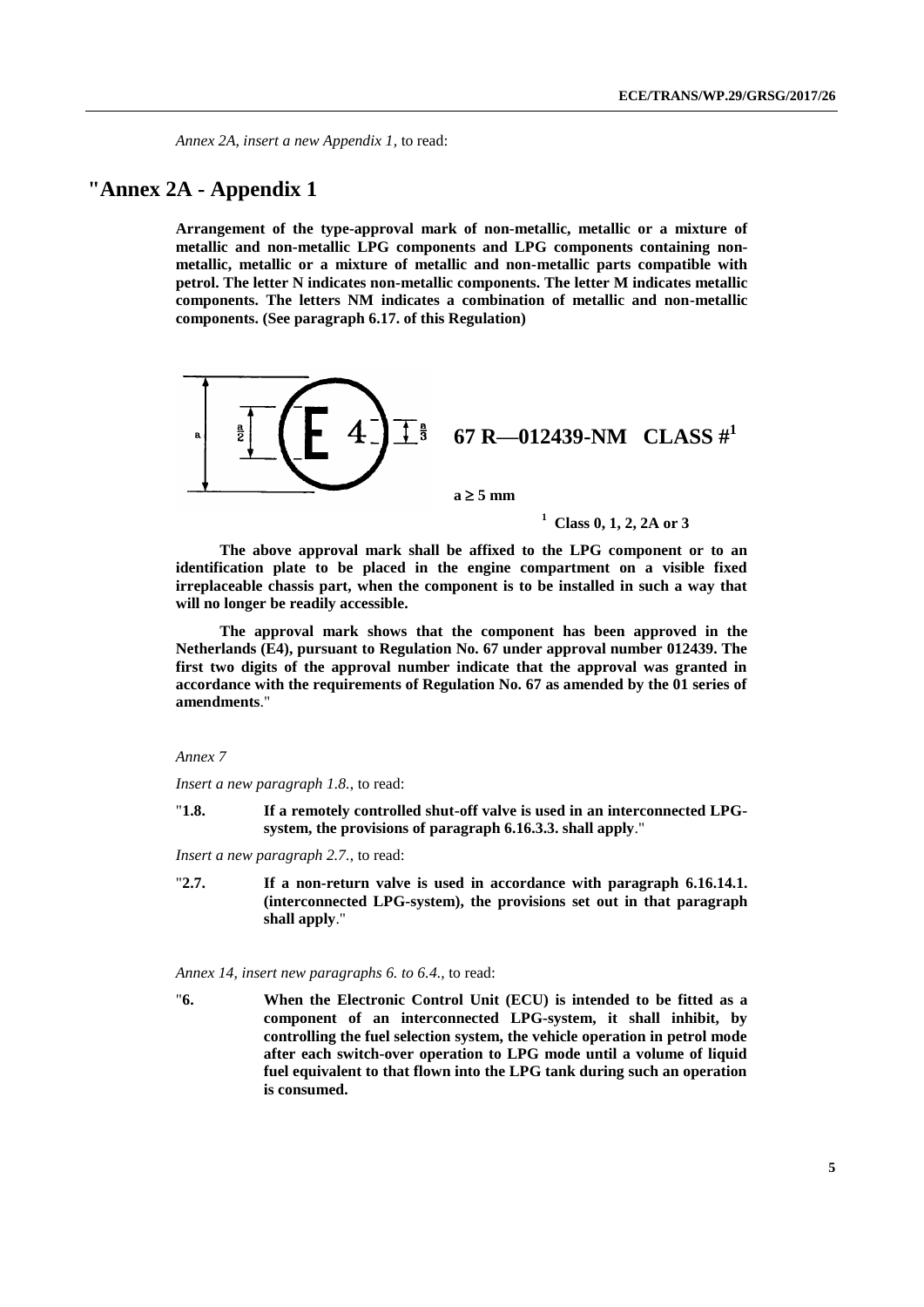*Annex 2A, insert a new Appendix 1,* to read:

# "Annex 2A - Appendix 1

**Arrangement of the type-approval mark of non-metallic, metallic or a mixture of metallic and non-metallic LPG components and LPG components containing non-metallic, metallic or a mixture of metallic and non-metallic parts compatible with petrol. The letter N indicates non-metallic components. The letter M indicates metallic components. The letters NM indicates a combination of metallic and non-metallic components. (See paragraph 6.17. of this Regulation)**

**67 R—012439-NM CLASS #[1]**

**a ≥ 5 mm**

[1] **Class 0, 1, 2, 2A or 3**

**The above approval mark shall be affixed to the LPG component or to an identification plate to be placed in the engine compartment on a visible fixed irreplaceable chassis part, when the component is to be installed in such a way that will no longer be readily accessible.**

**The approval mark shows that the component has been approved in the Netherlands (E4), pursuant to Regulation No. 67 under approval number 012439. The first two digits of the approval number indicate that the approval was granted in accordance with the requirements of Regulation No. 67 as amended by the 01 series of amendments**."

*Annex 7*

*Insert a new paragraph 1.8.,* to read:

"**1.8. If a remotely controlled shut-off valve is used in an interconnected LPG-system, the provisions of paragraph 6.16.3.3. shall apply**."

*Insert a new paragraph 2.7.,* to read:

"**2.7. If a non-return valve is used in accordance with paragraph 6.16.14.1. (interconnected LPG-system), the provisions set out in that paragraph shall apply**."

*Annex 14, insert new paragraphs 6. to 6.4.,* to read:

"**6. When the Electronic Control Unit (ECU) is intended to be fitted as a component of an interconnected LPG-system, it shall inhibit, by controlling the fuel selection system, the vehicle operation in petrol mode after each switch-over operation to LPG mode until a volume of liquid fuel equivalent to that flown into the LPG tank during such an operation is consumed.**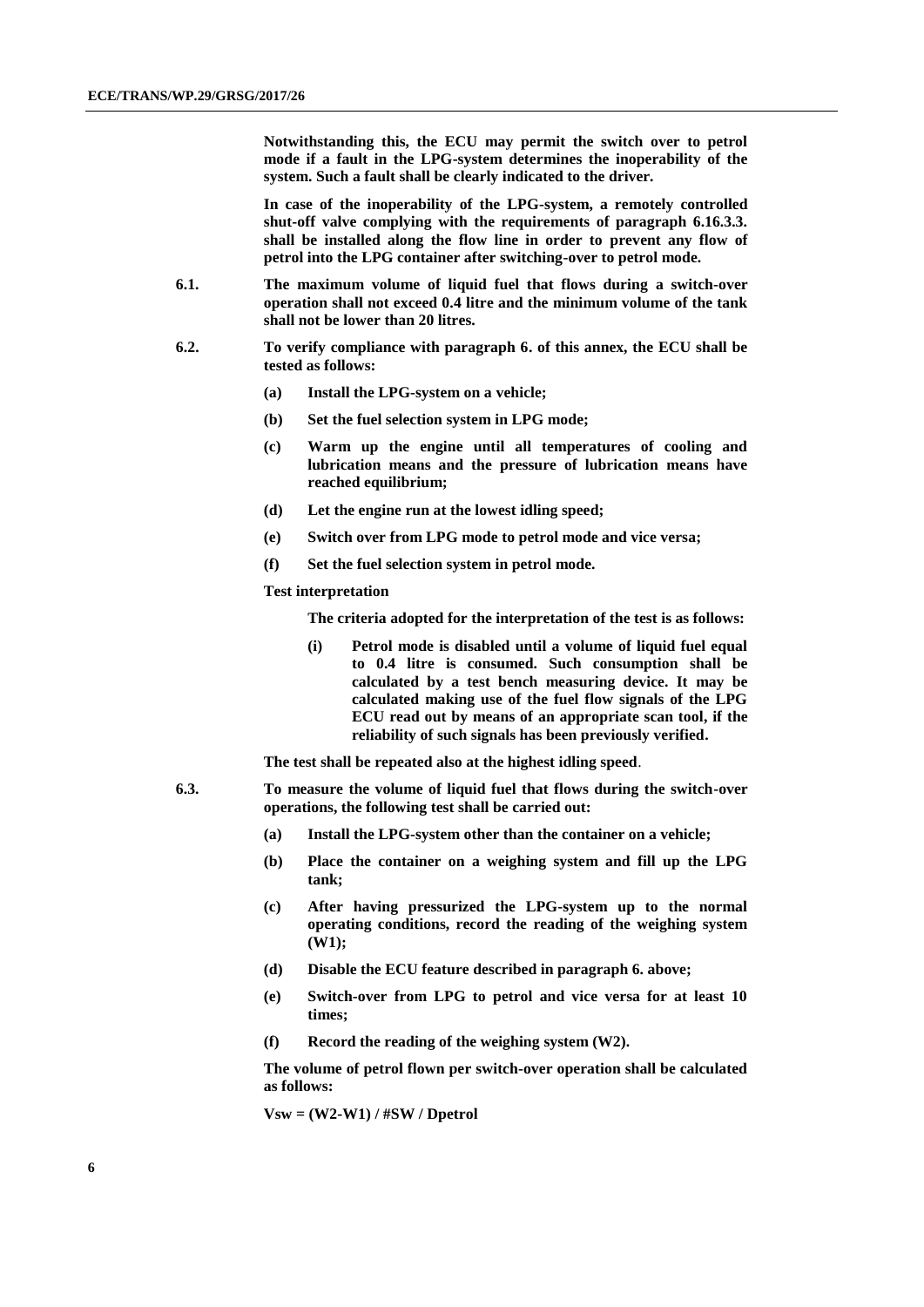**Notwithstanding this, the ECU may permit the switch over to petrol mode if a fault in the LPG-system determines the inoperability of the system. Such a fault shall be clearly indicated to the driver.**

**In case of the inoperability of the LPG-system, a remotely controlled shut-off valve complying with the requirements of paragraph 6.16.3.3. shall be installed along the flow line in order to prevent any flow of petrol into the LPG container after switching-over to petrol mode.**

**6.1. The maximum volume of liquid fuel that flows during a switch-over operation shall not exceed 0.4 litre and the minimum volume of the tank shall not be lower than 20 litres.**

**6.2. To verify compliance with paragraph 6. of this annex, the ECU shall be tested as follows:**

**(a) Install the LPG-system on a vehicle;**

**(b) Set the fuel selection system in LPG mode;**

**(c) Warm up the engine until all temperatures of cooling and lubrication means and the pressure of lubrication means have reached equilibrium;**

**(d) Let the engine run at the lowest idling speed;**

**(e) Switch over from LPG mode to petrol mode and vice versa;**

**(f) Set the fuel selection system in petrol mode.**

**Test interpretation**

**The criteria adopted for the interpretation of the test is as follows:**

**(i) Petrol mode is disabled until a volume of liquid fuel equal to 0.4 litre is consumed. Such consumption shall be calculated by a test bench measuring device. It may be calculated making use of the fuel flow signals of the LPG ECU read out by means of an appropriate scan tool, if the reliability of such signals has been previously verified.**

**The test shall be repeated also at the highest idling speed**.

**6.3. To measure the volume of liquid fuel that flows during the switch-over operations, the following test shall be carried out:**

**(a) Install the LPG-system other than the container on a vehicle;**

**(b) Place the container on a weighing system and fill up the LPG tank;**

**(c) After having pressurized the LPG-system up to the normal operating conditions, record the reading of the weighing system (W1);**

**(d) Disable the ECU feature described in paragraph 6. above;**

**(e) Switch-over from LPG to petrol and vice versa for at least 10 times;**

**(f) Record the reading of the weighing system (W2).**

**The volume of petrol flown per switch-over operation shall be calculated as follows:**

**Vsw = (W2-W1) / #SW / Dpetrol**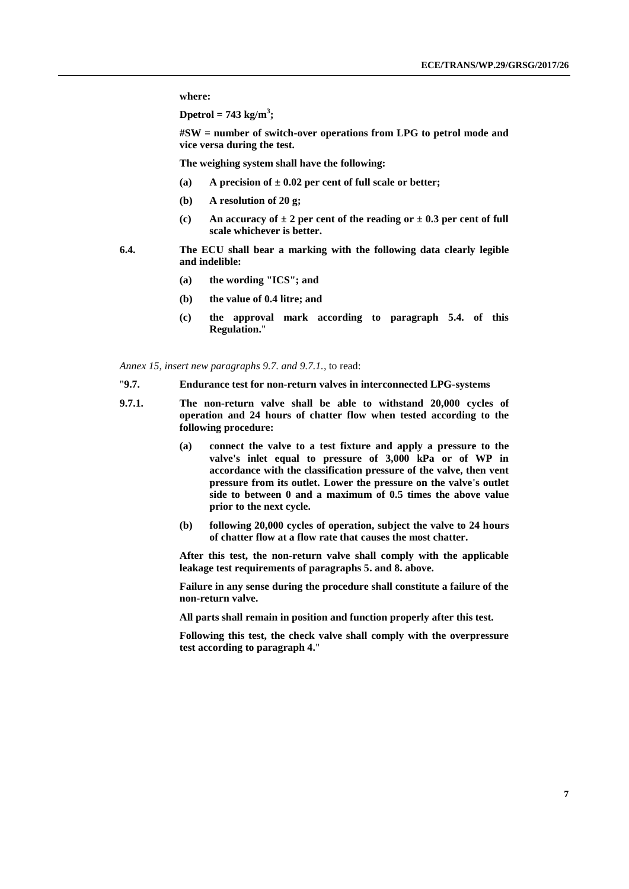**where:**

**Dpetrol = 743 kg/m$^3$;**

**#SW = number of switch-over operations from LPG to petrol mode and vice versa during the test.**

**The weighing system shall have the following:**

**(a) A precision of ± 0.02 per cent of full scale or better;**

**(b) A resolution of 20 g;**

**(c) An accuracy of ± 2 per cent of the reading or ± 0.3 per cent of full scale whichever is better.**

**6.4. The ECU shall bear a marking with the following data clearly legible and indelible:**

**(a) the wording "ICS"; and**

**(b) the value of 0.4 litre; and**

**(c) the approval mark according to paragraph 5.4. of this Regulation.**"

*Annex 15, insert new paragraphs 9.7. and 9.7.1.,* to read:

"**9.7. Endurance test for non-return valves in interconnected LPG-systems**

**9.7.1. The non-return valve shall be able to withstand 20,000 cycles of operation and 24 hours of chatter flow when tested according to the following procedure:**

**(a) connect the valve to a test fixture and apply a pressure to the valve's inlet equal to pressure of 3,000 kPa or of WP in accordance with the classification pressure of the valve, then vent pressure from its outlet. Lower the pressure on the valve's outlet side to between 0 and a maximum of 0.5 times the above value prior to the next cycle.**

**(b) following 20,000 cycles of operation, subject the valve to 24 hours of chatter flow at a flow rate that causes the most chatter.**

**After this test, the non-return valve shall comply with the applicable leakage test requirements of paragraphs 5. and 8. above.**

**Failure in any sense during the procedure shall constitute a failure of the non-return valve.**

**All parts shall remain in position and function properly after this test.**

**Following this test, the check valve shall comply with the overpressure test according to paragraph 4.**"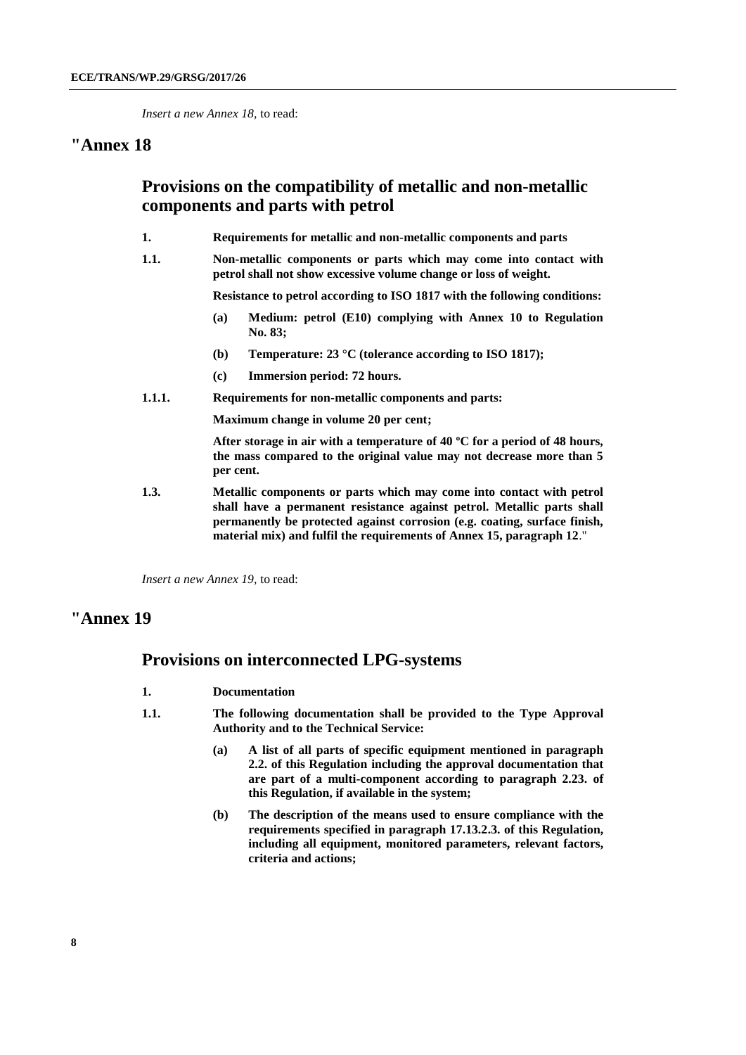*Insert a new Annex 18,* to read:

## "Annex 18

### Provisions on the compatibility of metallic and non-metallic components and parts with petrol

**1. Requirements for metallic and non-metallic components and parts**

**1.1. Non-metallic components or parts which may come into contact with petrol shall not show excessive volume change or loss of weight.**

**Resistance to petrol according to ISO 1817 with the following conditions:**

**(a) Medium: petrol (E10) complying with Annex 10 to Regulation No. 83;**

**(b) Temperature: 23 °C (tolerance according to ISO 1817);**

**(c) Immersion period: 72 hours.**

**1.1.1. Requirements for non-metallic components and parts:**

**Maximum change in volume 20 per cent;**

**After storage in air with a temperature of 40 ºC for a period of 48 hours, the mass compared to the original value may not decrease more than 5 per cent.**

**1.3. Metallic components or parts which may come into contact with petrol shall have a permanent resistance against petrol. Metallic parts shall permanently be protected against corrosion (e.g. coating, surface finish, material mix) and fulfil the requirements of Annex 15, paragraph 12**."

*Insert a new Annex 19,* to read:

## "Annex 19

### Provisions on interconnected LPG-systems

**1. Documentation**

**1.1. The following documentation shall be provided to the Type Approval Authority and to the Technical Service:**

**(a) A list of all parts of specific equipment mentioned in paragraph 2.2. of this Regulation including the approval documentation that are part of a multi-component according to paragraph 2.23. of this Regulation, if available in the system;**

**(b) The description of the means used to ensure compliance with the requirements specified in paragraph 17.13.2.3. of this Regulation, including all equipment, monitored parameters, relevant factors, criteria and actions;**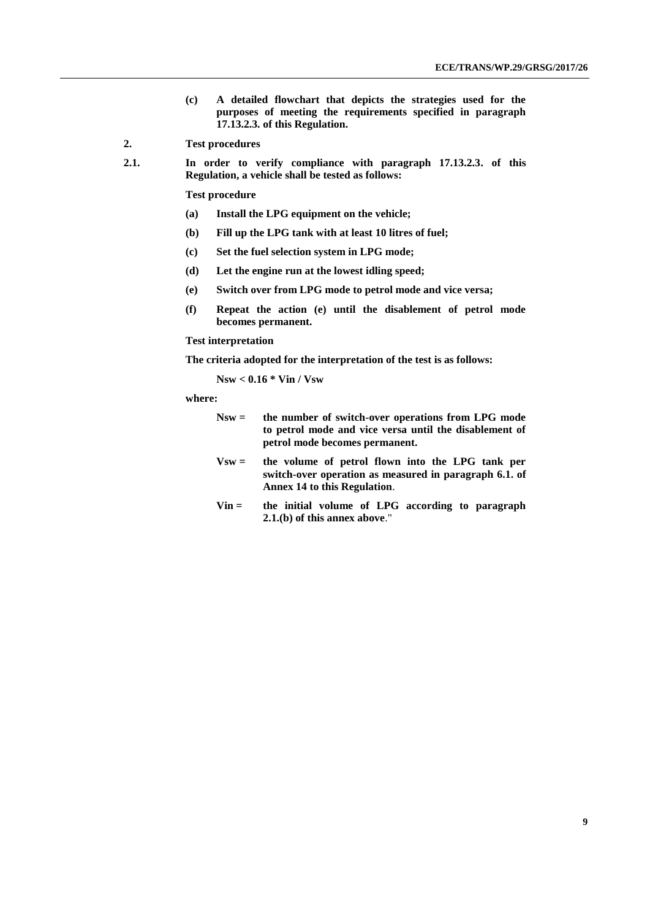**(c) A detailed flowchart that depicts the strategies used for the purposes of meeting the requirements specified in paragraph 17.13.2.3. of this Regulation.**

**2. Test procedures**

**2.1. In order to verify compliance with paragraph 17.13.2.3. of this Regulation, a vehicle shall be tested as follows:**

**Test procedure**

**(a) Install the LPG equipment on the vehicle;**

**(b) Fill up the LPG tank with at least 10 litres of fuel;**

**(c) Set the fuel selection system in LPG mode;**

**(d) Let the engine run at the lowest idling speed;**

**(e) Switch over from LPG mode to petrol mode and vice versa;**

**(f) Repeat the action (e) until the disablement of petrol mode becomes permanent.**

**Test interpretation**

**The criteria adopted for the interpretation of the test is as follows:**

$$N_{sw} < 0.16 * V_{in} / V_{sw}$$

**where:**

**$N_{sw}$ = the number of switch-over operations from LPG mode to petrol mode and vice versa until the disablement of petrol mode becomes permanent.**

**$V_{sw}$ = the volume of petrol flown into the LPG tank per switch-over operation as measured in paragraph 6.1. of Annex 14 to this Regulation**.

**$V_{in}$ = the initial volume of LPG according to paragraph 2.1.(b) of this annex above**."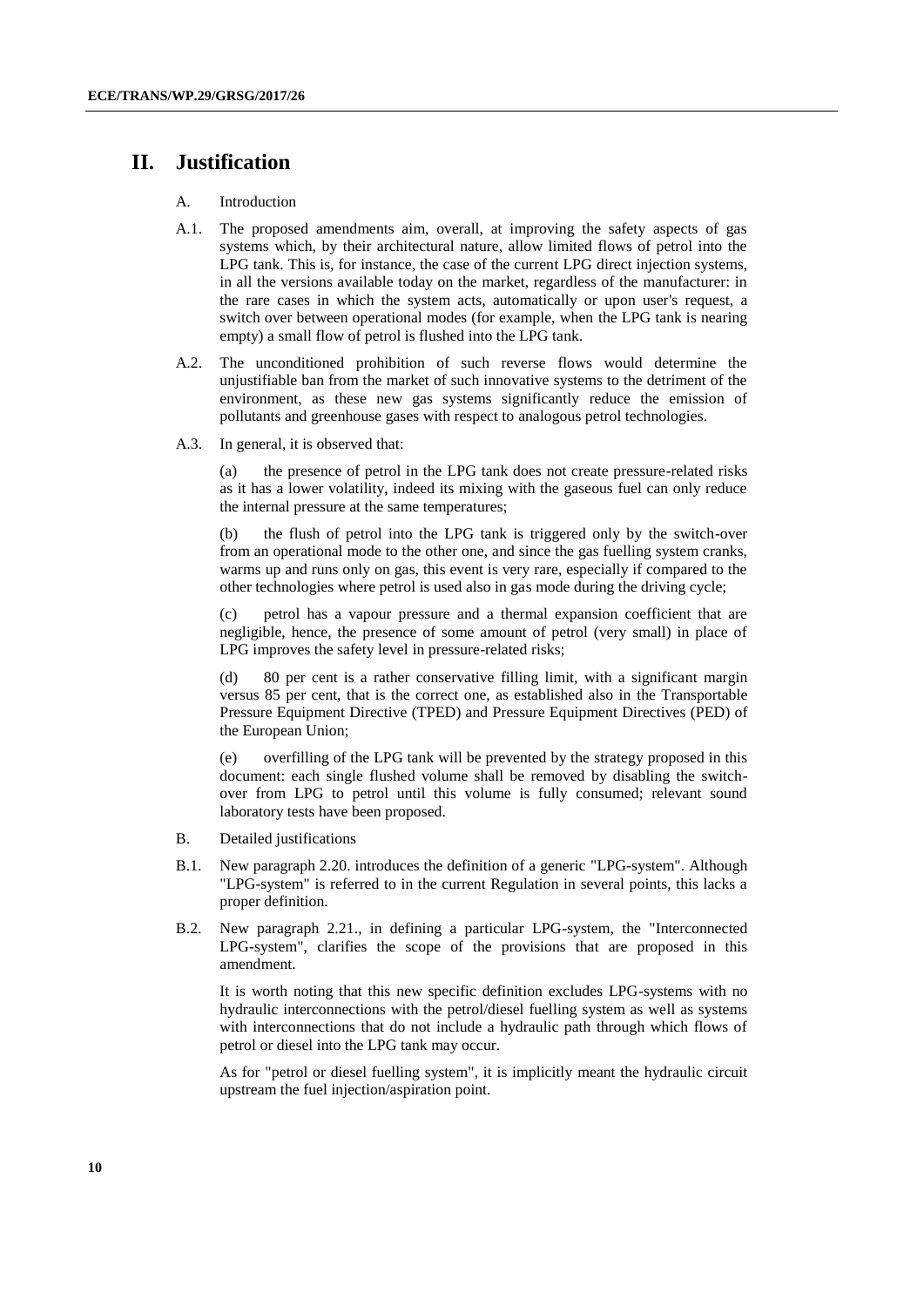# II. Justification

A. Introduction

A.1. The proposed amendments aim, overall, at improving the safety aspects of gas systems which, by their architectural nature, allow limited flows of petrol into the LPG tank. This is, for instance, the case of the current LPG direct injection systems, in all the versions available today on the market, regardless of the manufacturer: in the rare cases in which the system acts, automatically or upon user's request, a switch over between operational modes (for example, when the LPG tank is nearing empty) a small flow of petrol is flushed into the LPG tank.

A.2. The unconditioned prohibition of such reverse flows would determine the unjustifiable ban from the market of such innovative systems to the detriment of the environment, as these new gas systems significantly reduce the emission of pollutants and greenhouse gases with respect to analogous petrol technologies.

A.3. In general, it is observed that:

(a) the presence of petrol in the LPG tank does not create pressure-related risks as it has a lower volatility, indeed its mixing with the gaseous fuel can only reduce the internal pressure at the same temperatures;

(b) the flush of petrol into the LPG tank is triggered only by the switch-over from an operational mode to the other one, and since the gas fuelling system cranks, warms up and runs only on gas, this event is very rare, especially if compared to the other technologies where petrol is used also in gas mode during the driving cycle;

(c) petrol has a vapour pressure and a thermal expansion coefficient that are negligible, hence, the presence of some amount of petrol (very small) in place of LPG improves the safety level in pressure-related risks;

(d) 80 per cent is a rather conservative filling limit, with a significant margin versus 85 per cent, that is the correct one, as established also in the Transportable Pressure Equipment Directive (TPED) and Pressure Equipment Directives (PED) of the European Union;

(e) overfilling of the LPG tank will be prevented by the strategy proposed in this document: each single flushed volume shall be removed by disabling the switch-over from LPG to petrol until this volume is fully consumed; relevant sound laboratory tests have been proposed.

B. Detailed justifications

B.1. New paragraph 2.20. introduces the definition of a generic "LPG-system". Although "LPG-system" is referred to in the current Regulation in several points, this lacks a proper definition.

B.2. New paragraph 2.21., in defining a particular LPG-system, the "Interconnected LPG-system", clarifies the scope of the provisions that are proposed in this amendment.

It is worth noting that this new specific definition excludes LPG-systems with no hydraulic interconnections with the petrol/diesel fuelling system as well as systems with interconnections that do not include a hydraulic path through which flows of petrol or diesel into the LPG tank may occur.

As for "petrol or diesel fuelling system", it is implicitly meant the hydraulic circuit upstream the fuel injection/aspiration point.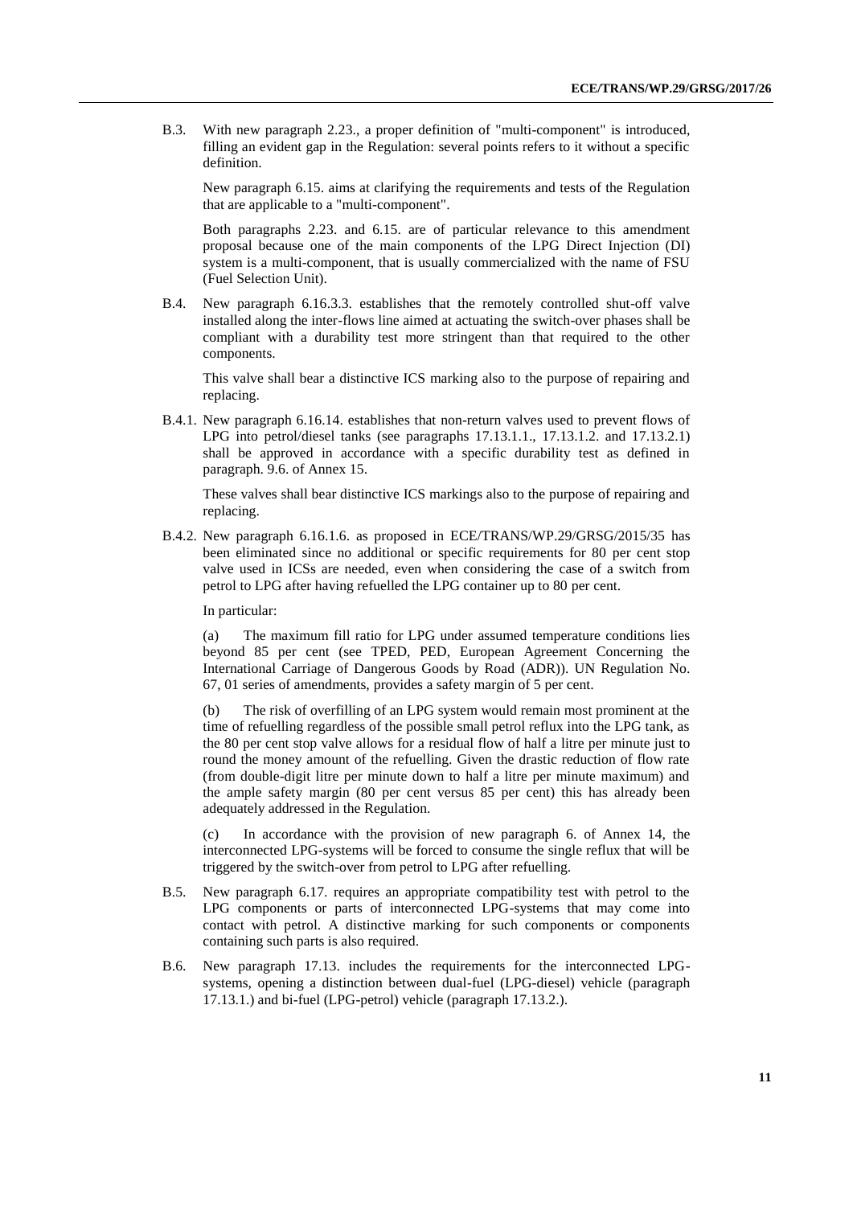B.3. With new paragraph 2.23., a proper definition of "multi-component" is introduced, filling an evident gap in the Regulation: several points refers to it without a specific definition.

New paragraph 6.15. aims at clarifying the requirements and tests of the Regulation that are applicable to a "multi-component".

Both paragraphs 2.23. and 6.15. are of particular relevance to this amendment proposal because one of the main components of the LPG Direct Injection (DI) system is a multi-component, that is usually commercialized with the name of FSU (Fuel Selection Unit).

B.4. New paragraph 6.16.3.3. establishes that the remotely controlled shut-off valve installed along the inter-flows line aimed at actuating the switch-over phases shall be compliant with a durability test more stringent than that required to the other components.

This valve shall bear a distinctive ICS marking also to the purpose of repairing and replacing.

B.4.1. New paragraph 6.16.14. establishes that non-return valves used to prevent flows of LPG into petrol/diesel tanks (see paragraphs 17.13.1.1., 17.13.1.2. and 17.13.2.1) shall be approved in accordance with a specific durability test as defined in paragraph. 9.6. of Annex 15.

These valves shall bear distinctive ICS markings also to the purpose of repairing and replacing.

B.4.2. New paragraph 6.16.1.6. as proposed in ECE/TRANS/WP.29/GRSG/2015/35 has been eliminated since no additional or specific requirements for 80 per cent stop valve used in ICSs are needed, even when considering the case of a switch from petrol to LPG after having refuelled the LPG container up to 80 per cent.

In particular:

(a) The maximum fill ratio for LPG under assumed temperature conditions lies beyond 85 per cent (see TPED, PED, European Agreement Concerning the International Carriage of Dangerous Goods by Road (ADR)). UN Regulation No. 67, 01 series of amendments, provides a safety margin of 5 per cent.

(b) The risk of overfilling of an LPG system would remain most prominent at the time of refuelling regardless of the possible small petrol reflux into the LPG tank, as the 80 per cent stop valve allows for a residual flow of half a litre per minute just to round the money amount of the refuelling. Given the drastic reduction of flow rate (from double-digit litre per minute down to half a litre per minute maximum) and the ample safety margin (80 per cent versus 85 per cent) this has already been adequately addressed in the Regulation.

(c) In accordance with the provision of new paragraph 6. of Annex 14, the interconnected LPG-systems will be forced to consume the single reflux that will be triggered by the switch-over from petrol to LPG after refuelling.

B.5. New paragraph 6.17. requires an appropriate compatibility test with petrol to the LPG components or parts of interconnected LPG-systems that may come into contact with petrol. A distinctive marking for such components or components containing such parts is also required.

B.6. New paragraph 17.13. includes the requirements for the interconnected LPG-systems, opening a distinction between dual-fuel (LPG-diesel) vehicle (paragraph 17.13.1.) and bi-fuel (LPG-petrol) vehicle (paragraph 17.13.2.).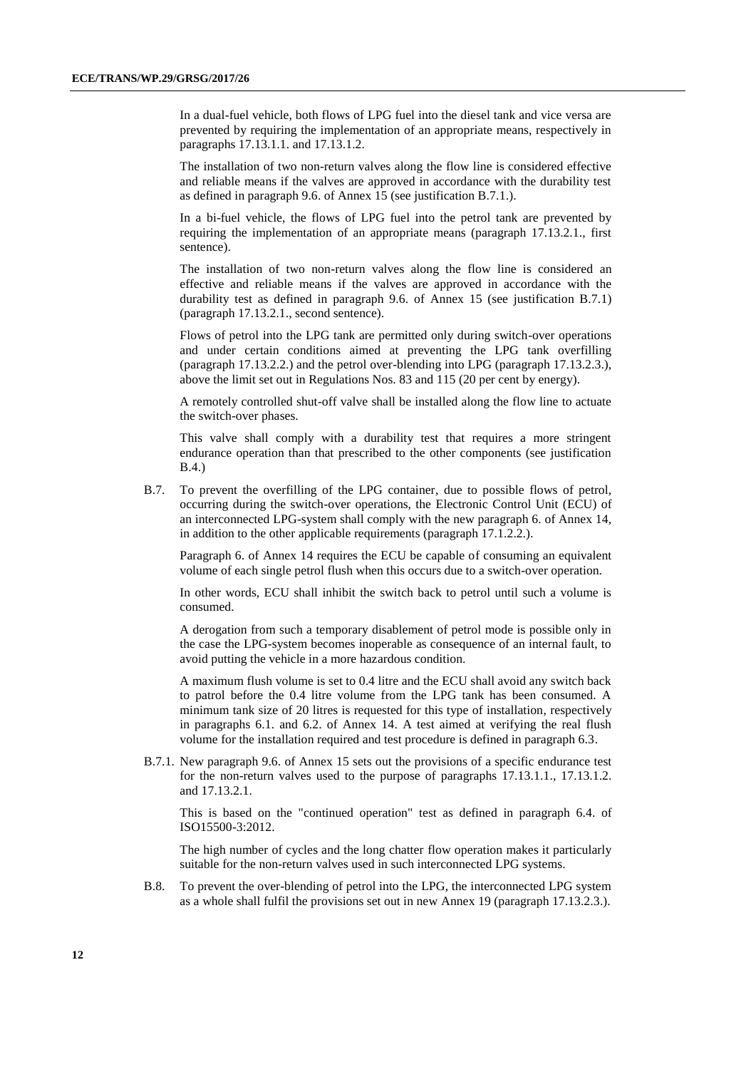In a dual-fuel vehicle, both flows of LPG fuel into the diesel tank and vice versa are prevented by requiring the implementation of an appropriate means, respectively in paragraphs 17.13.1.1. and 17.13.1.2.

The installation of two non-return valves along the flow line is considered effective and reliable means if the valves are approved in accordance with the durability test as defined in paragraph 9.6. of Annex 15 (see justification B.7.1.).

In a bi-fuel vehicle, the flows of LPG fuel into the petrol tank are prevented by requiring the implementation of an appropriate means (paragraph 17.13.2.1., first sentence).

The installation of two non-return valves along the flow line is considered an effective and reliable means if the valves are approved in accordance with the durability test as defined in paragraph 9.6. of Annex 15 (see justification B.7.1) (paragraph 17.13.2.1., second sentence).

Flows of petrol into the LPG tank are permitted only during switch-over operations and under certain conditions aimed at preventing the LPG tank overfilling (paragraph 17.13.2.2.) and the petrol over-blending into LPG (paragraph 17.13.2.3.), above the limit set out in Regulations Nos. 83 and 115 (20 per cent by energy).

A remotely controlled shut-off valve shall be installed along the flow line to actuate the switch-over phases.

This valve shall comply with a durability test that requires a more stringent endurance operation than that prescribed to the other components (see justification B.4.)

B.7. To prevent the overfilling of the LPG container, due to possible flows of petrol, occurring during the switch-over operations, the Electronic Control Unit (ECU) of an interconnected LPG-system shall comply with the new paragraph 6. of Annex 14, in addition to the other applicable requirements (paragraph 17.1.2.2.).

Paragraph 6. of Annex 14 requires the ECU be capable of consuming an equivalent volume of each single petrol flush when this occurs due to a switch-over operation.

In other words, ECU shall inhibit the switch back to petrol until such a volume is consumed.

A derogation from such a temporary disablement of petrol mode is possible only in the case the LPG-system becomes inoperable as consequence of an internal fault, to avoid putting the vehicle in a more hazardous condition.

A maximum flush volume is set to 0.4 litre and the ECU shall avoid any switch back to patrol before the 0.4 litre volume from the LPG tank has been consumed. A minimum tank size of 20 litres is requested for this type of installation, respectively in paragraphs 6.1. and 6.2. of Annex 14. A test aimed at verifying the real flush volume for the installation required and test procedure is defined in paragraph 6.3.

B.7.1. New paragraph 9.6. of Annex 15 sets out the provisions of a specific endurance test for the non-return valves used to the purpose of paragraphs 17.13.1.1., 17.13.1.2. and 17.13.2.1.

This is based on the "continued operation" test as defined in paragraph 6.4. of ISO15500-3:2012.

The high number of cycles and the long chatter flow operation makes it particularly suitable for the non-return valves used in such interconnected LPG systems.

B.8. To prevent the over-blending of petrol into the LPG, the interconnected LPG system as a whole shall fulfil the provisions set out in new Annex 19 (paragraph 17.13.2.3.).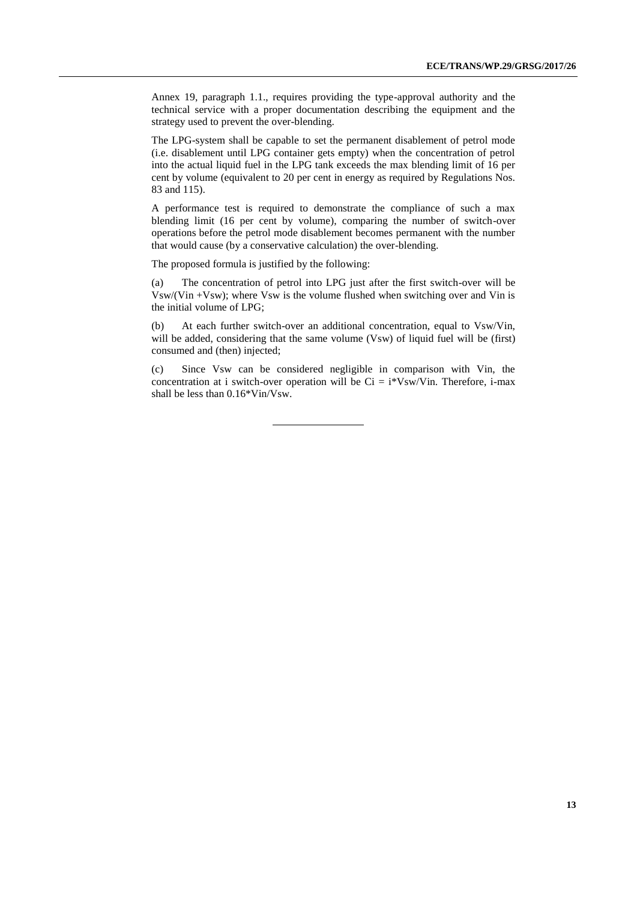Annex 19, paragraph 1.1., requires providing the type-approval authority and the technical service with a proper documentation describing the equipment and the strategy used to prevent the over-blending.

The LPG-system shall be capable to set the permanent disablement of petrol mode (i.e. disablement until LPG container gets empty) when the concentration of petrol into the actual liquid fuel in the LPG tank exceeds the max blending limit of 16 per cent by volume (equivalent to 20 per cent in energy as required by Regulations Nos. 83 and 115).

A performance test is required to demonstrate the compliance of such a max blending limit (16 per cent by volume), comparing the number of switch-over operations before the petrol mode disablement becomes permanent with the number that would cause (by a conservative calculation) the over-blending.

The proposed formula is justified by the following:

(a) The concentration of petrol into LPG just after the first switch-over will be $V_{sw}/(V_{in} + V_{sw})$; where $V_{sw}$ is the volume flushed when switching over and $V_{in}$ is the initial volume of LPG;

(b) At each further switch-over an additional concentration, equal to $V_{sw}/V_{in}$, will be added, considering that the same volume ($V_{sw}$) of liquid fuel will be (first) consumed and (then) injected;

(c) Since $V_{sw}$ can be considered negligible in comparison with $V_{in}$, the concentration at i switch-over operation will be $C_i = i*V_{sw}/V_{in}$. Therefore, $i_{max}$ shall be less than $0.16*V_{in}/V_{sw}$.